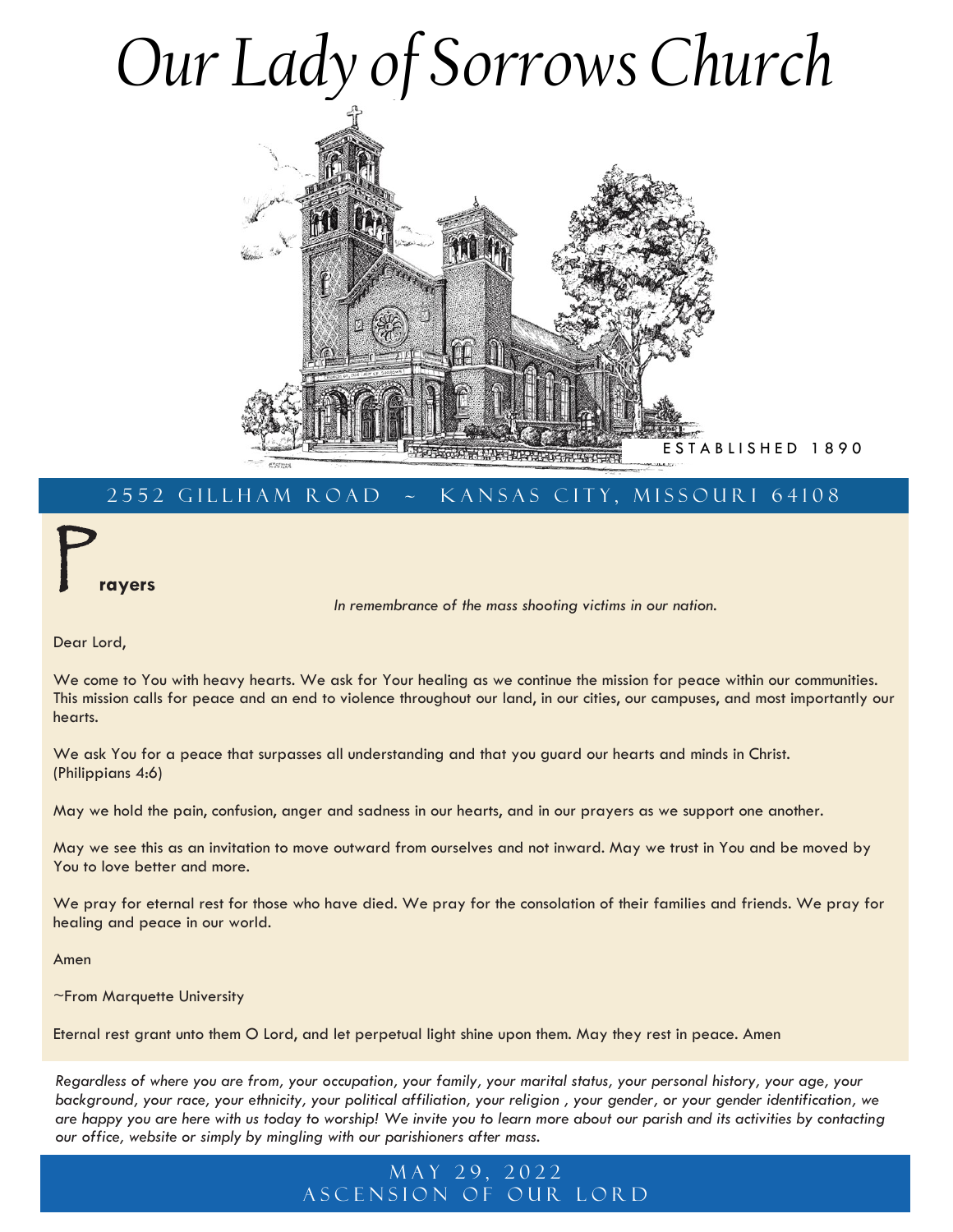# Our Lady of Sorrows Church

ESTABLISHED 1890

2552 GILLHAM ROAD ~ KANSAS CITY, MISSOURI 64108

## Prayers

*In remembrance of the mass shooting victims in our nation.*

Dear Lord,

We come to You with heavy hearts. We ask for Your healing as we continue the mission for peace within our communities. This mission calls for peace and an end to violence throughout our land, in our cities, our campuses, and most importantly our hearts.

We ask You for a peace that surpasses all understanding and that you guard our hearts and minds in Christ. (Philippians 4:6)

May we hold the pain, confusion, anger and sadness in our hearts, and in our prayers as we support one another.

May we see this as an invitation to move outward from ourselves and not inward. May we trust in You and be moved by You to love better and more.

We pray for eternal rest for those who have died. We pray for the consolation of their families and friends. We pray for healing and peace in our world.

Amen

~From Marquette University

Eternal rest grant unto them O Lord, and let perpetual light shine upon them. May they rest in peace. Amen

*Regardless of where you are from, your occupation, your family, your marital status, your personal history, your age, your background, your race, your ethnicity, your political affiliation, your religion , your gender, or your gender identification, we are happy you are here with us today to worship! We invite you to learn more about our parish and its activities by contacting our office, website or simply by mingling with our parishioners after mass.*

MAY 29, 2022
ASCENSION OF OUR LORD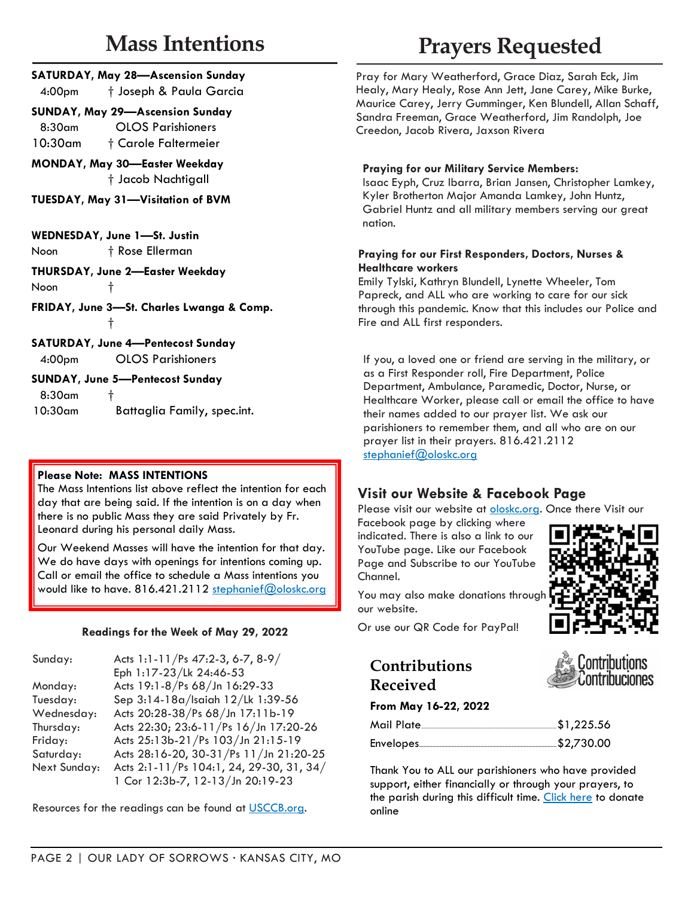# Mass Intentions

**SATURDAY, May 28—Ascension Sunday**
4:00pm † Joseph & Paula Garcia

**SUNDAY, May 29—Ascension Sunday**
8:30am OLOS Parishioners
10:30am † Carole Faltermeier

**MONDAY, May 30—Easter Weekday**
† Jacob Nachtigall

**TUESDAY, May 31—Visitation of BVM**

**WEDNESDAY, June 1—St. Justin**
Noon † Rose Ellerman

**THURSDAY, June 2—Easter Weekday**
Noon †

**FRIDAY, June 3—St. Charles Lwanga & Comp.**
†

**SATURDAY, June 4—Pentecost Sunday**
4:00pm OLOS Parishioners

**SUNDAY, June 5—Pentecost Sunday**
8:30am †
10:30am Battaglia Family, spec.int.

**Please Note: MASS INTENTIONS**
The Mass Intentions list above reflect the intention for each day that are being said. If the intention is on a day when there is no public Mass they are said Privately by Fr. Leonard during his personal daily Mass.

Our Weekend Masses will have the intention for that day. We do have days with openings for intentions coming up. Call or email the office to schedule a Mass intentions you would like to have. 816.421.2112 stephanief@oloskc.org

### Readings for the Week of May 29, 2022

| | |
|---|---|
| Sunday: | Acts 1:1-11/Ps 47:2-3, 6-7, 8-9/ Eph 1:17-23/Lk 24:46-53 |
| Monday: | Acts 19:1-8/Ps 68/Jn 16:29-33 |
| Tuesday: | Sep 3:14-18a/Isaiah 12/Lk 1:39-56 |
| Wednesday: | Acts 20:28-38/Ps 68/Jn 17:11b-19 |
| Thursday: | Acts 22:30; 23:6-11/Ps 16/Jn 17:20-26 |
| Friday: | Acts 25:13b-21/Ps 103/Jn 21:15-19 |
| Saturday: | Acts 28:16-20, 30-31/Ps 11/Jn 21:20-25 |
| Next Sunday: | Acts 2:1-11/Ps 104:1, 24, 29-30, 31, 34/ 1 Cor 12:3b-7, 12-13/Jn 20:19-23 |

Resources for the readings can be found at USCCB.org.

# Prayers Requested

Pray for Mary Weatherford, Grace Diaz, Sarah Eck, Jim Healy, Mary Healy, Rose Ann Jett, Jane Carey, Mike Burke, Maurice Carey, Jerry Gumminger, Ken Blundell, Allan Schaff, Sandra Freeman, Grace Weatherford, Jim Randolph, Joe Creedon, Jacob Rivera, Jaxson Rivera

**Praying for our Military Service Members:**
Isaac Eyph, Cruz Ibarra, Brian Jansen, Christopher Lamkey, Kyler Brotherton Major Amanda Lamkey, John Huntz, Gabriel Huntz and all military members serving our great nation.

**Praying for our First Responders, Doctors, Nurses & Healthcare workers**
Emily Tylski, Kathryn Blundell, Lynette Wheeler, Tom Papreck, and ALL who are working to care for our sick through this pandemic. Know that this includes our Police and Fire and ALL first responders.

If you, a loved one or friend are serving in the military, or as a First Responder roll, Fire Department, Police Department, Ambulance, Paramedic, Doctor, Nurse, or Healthcare Worker, please call or email the office to have their names added to our prayer list. We ask our parishioners to remember them, and all who are on our prayer list in their prayers. 816.421.2112 stephanief@oloskc.org

## Visit our Website & Facebook Page

Please visit our website at oloskc.org. Once there Visit our Facebook page by clicking where indicated. There is also a link to our YouTube page. Like our Facebook Page and Subscribe to our YouTube Channel.

You may also make donations through our website.

Or use our QR Code for PayPal!

## Contributions Received

**From May 16-22, 2022**

| | |
|---|---|
| Mail Plate | $1,225.56 |
| Envelopes | $2,730.00 |

Thank You to ALL our parishioners who have provided support, either financially or through your prayers, to the parish during this difficult time. Click here to donate online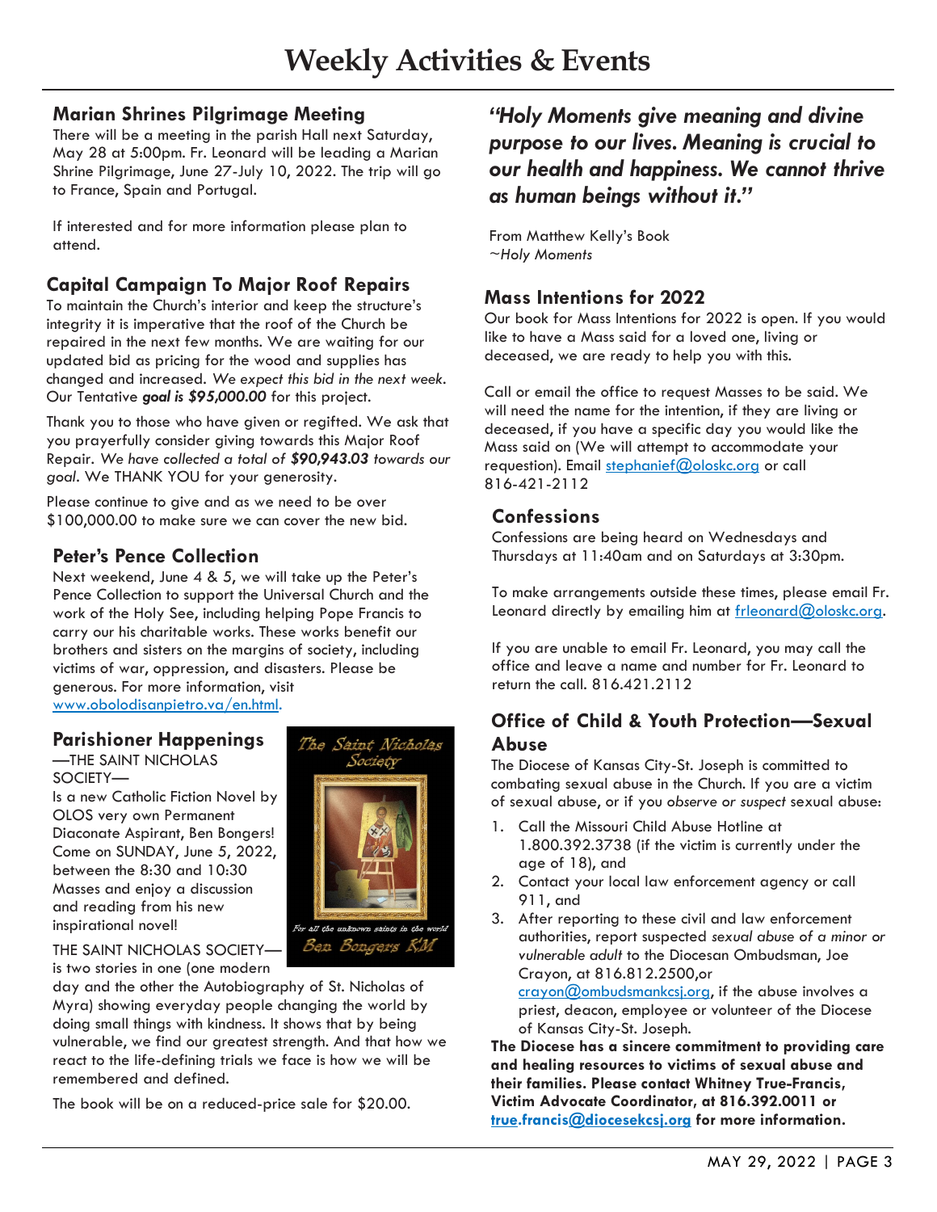# Weekly Activities & Events

## Marian Shrines Pilgrimage Meeting

There will be a meeting in the parish Hall next Saturday, May 28 at 5:00pm. Fr. Leonard will be leading a Marian Shrine Pilgrimage, June 27-July 10, 2022. The trip will go to France, Spain and Portugal.

If interested and for more information please plan to attend.

## Capital Campaign To Major Roof Repairs

To maintain the Church's interior and keep the structure's integrity it is imperative that the roof of the Church be repaired in the next few months. We are waiting for our updated bid as pricing for the wood and supplies has changed and increased. *We expect this bid in the next week*. Our Tentative ***goal is $95,000.00*** for this project.

Thank you to those who have given or regifted. We ask that you prayerfully consider giving towards this Major Roof Repair. *We have collected a total of **$90,943.03** towards our goal*. We THANK YOU for your generosity.

Please continue to give and as we need to be over $100,000.00 to make sure we can cover the new bid.

## Peter's Pence Collection

Next weekend, June 4 & 5, we will take up the Peter's Pence Collection to support the Universal Church and the work of the Holy See, including helping Pope Francis to carry our his charitable works. These works benefit our brothers and sisters on the margins of society, including victims of war, oppression, and disasters. Please be generous. For more information, visit www.obolodisanpietro.va/en.html.

## Parishioner Happenings

—THE SAINT NICHOLAS SOCIETY—

Is a new Catholic Fiction Novel by OLOS very own Permanent Diaconate Aspirant, Ben Bongers! Come on SUNDAY, June 5, 2022, between the 8:30 and 10:30 Masses and enjoy a discussion and reading from his new inspirational novel!

THE SAINT NICHOLAS SOCIETY—is two stories in one (one modern day and the other the Autobiography of St. Nicholas of Myra) showing everyday people changing the world by doing small things with kindness. It shows that by being vulnerable, we find our greatest strength. And that how we react to the life-defining trials we face is how we will be remembered and defined.

The book will be on a reduced-price sale for $20.00.

***"Holy Moments give meaning and divine purpose to our lives. Meaning is crucial to our health and happiness. We cannot thrive as human beings without it."***

From Matthew Kelly's Book
~*Holy Moments*

## Mass Intentions for 2022

Our book for Mass Intentions for 2022 is open. If you would like to have a Mass said for a loved one, living or deceased, we are ready to help you with this.

Call or email the office to request Masses to be said. We will need the name for the intention, if they are living or deceased, if you have a specific day you would like the Mass said on (We will attempt to accommodate your requestion). Email stephanief@oloskc.org or call 816-421-2112

## Confessions

Confessions are being heard on Wednesdays and Thursdays at 11:40am and on Saturdays at 3:30pm.

To make arrangements outside these times, please email Fr. Leonard directly by emailing him at frleonard@oloskc.org.

If you are unable to email Fr. Leonard, you may call the office and leave a name and number for Fr. Leonard to return the call. 816.421.2112

## Office of Child & Youth Protection—Sexual Abuse

The Diocese of Kansas City-St. Joseph is committed to combating sexual abuse in the Church. If you are a victim of sexual abuse, or if you *observe or suspect* sexual abuse:

1. Call the Missouri Child Abuse Hotline at 1.800.392.3738 (if the victim is currently under the age of 18), and
2. Contact your local law enforcement agency or call 911, and
3. After reporting to these civil and law enforcement authorities, report suspected *sexual abuse of a minor or vulnerable adult* to the Diocesan Ombudsman, Joe Crayon, at 816.812.2500,or crayon@ombudsmankcsj.org, if the abuse involves a priest, deacon, employee or volunteer of the Diocese of Kansas City-St. Joseph.

**The Diocese has a sincere commitment to providing care and healing resources to victims of sexual abuse and their families. Please contact Whitney True-Francis, Victim Advocate Coordinator, at 816.392.0011 or true.francis@diocesekcsj.org for more information.**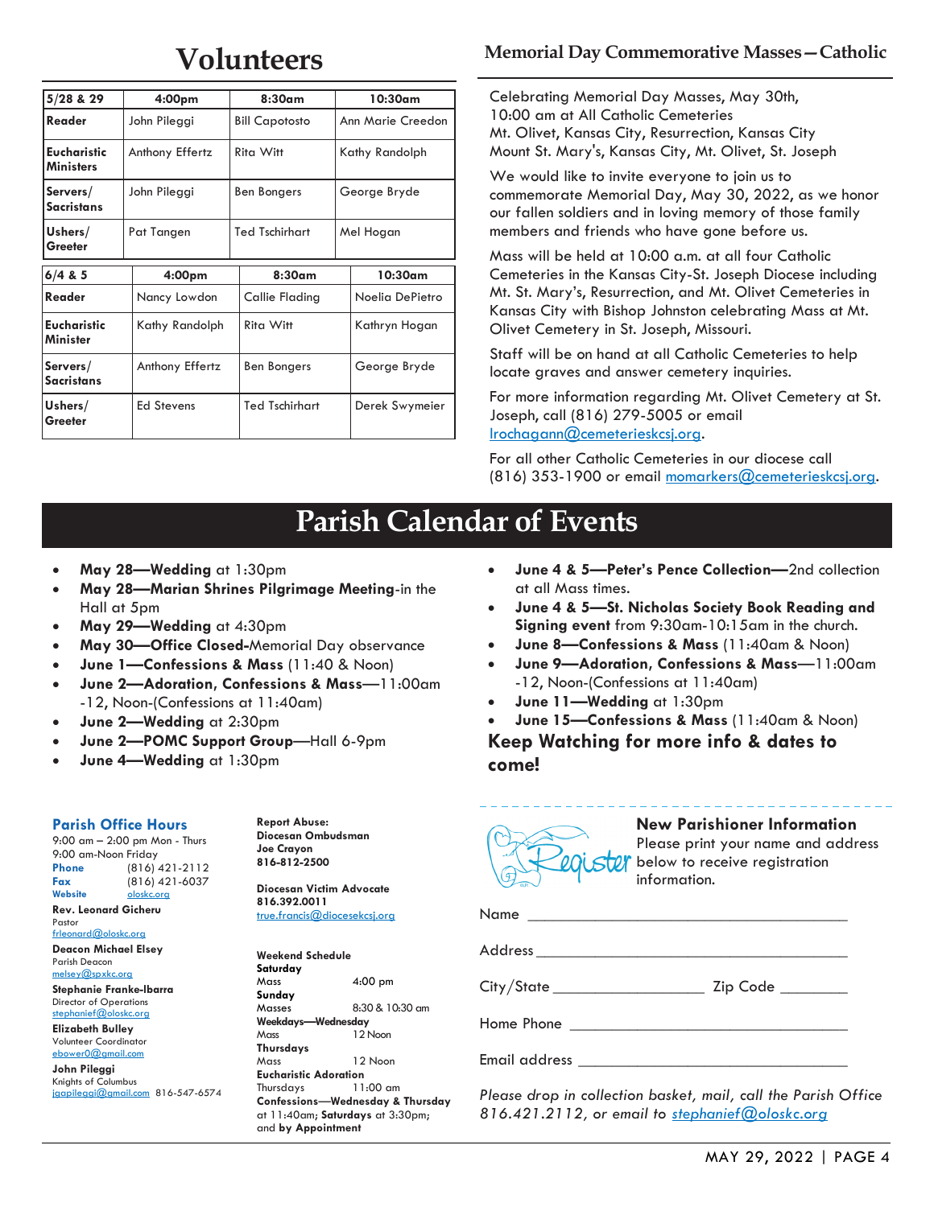# Volunteers

| 5/28 & 29 | 4:00pm | 8:30am | 10:30am |
|---|---|---|---|
| Reader | John Pileggi | Bill Capotosto | Ann Marie Creedon |
| Eucharistic Ministers | Anthony Effertz | Rita Witt | Kathy Randolph |
| Servers/ Sacristans | John Pileggi | Ben Bongers | George Bryde |
| Ushers/ Greeter | Pat Tangen | Ted Tschirhart | Mel Hogan |

| 6/4 & 5 | 4:00pm | 8:30am | 10:30am |
|---|---|---|---|
| Reader | Nancy Lowdon | Callie Flading | Noelia DePietro |
| Eucharistic Minister | Kathy Randolph | Rita Witt | Kathryn Hogan |
| Servers/ Sacristans | Anthony Effertz | Ben Bongers | George Bryde |
| Ushers/ Greeter | Ed Stevens | Ted Tschirhart | Derek Swymeier |

## Memorial Day Commemorative Masses—Catholic

Celebrating Memorial Day Masses, May 30th, 10:00 am at All Catholic Cemeteries
Mt. Olivet, Kansas City, Resurrection, Kansas City
Mount St. Mary's, Kansas City, Mt. Olivet, St. Joseph

We would like to invite everyone to join us to commemorate Memorial Day, May 30, 2022, as we honor our fallen soldiers and in loving memory of those family members and friends who have gone before us.

Mass will be held at 10:00 a.m. at all four Catholic Cemeteries in the Kansas City-St. Joseph Diocese including Mt. St. Mary's, Resurrection, and Mt. Olivet Cemeteries in Kansas City with Bishop Johnston celebrating Mass at Mt. Olivet Cemetery in St. Joseph, Missouri.

Staff will be on hand at all Catholic Cemeteries to help locate graves and answer cemetery inquiries.

For more information regarding Mt. Olivet Cemetery at St. Joseph, call (816) 279-5005 or email lrochagann@cemeterieskcsj.org.

For all other Catholic Cemeteries in our diocese call (816) 353-1900 or email momarkers@cemeterieskcsj.org.

# Parish Calendar of Events

- **May 28—Wedding** at 1:30pm
- **May 28—Marian Shrines Pilgrimage Meeting**-in the Hall at 5pm
- **May 29—Wedding** at 4:30pm
- **May 30—Office Closed-**Memorial Day observance
- **June 1—Confessions & Mass** (11:40 & Noon)
- **June 2—Adoration, Confessions & Mass**—11:00am -12, Noon-(Confessions at 11:40am)
- **June 2—Wedding** at 2:30pm
- **June 2—POMC Support Group**—Hall 6-9pm
- **June 4—Wedding** at 1:30pm
- **June 4 & 5—Peter's Pence Collection—**2nd collection at all Mass times.
- **June 4 & 5—St. Nicholas Society Book Reading and Signing event** from 9:30am-10:15am in the church.
- **June 8—Confessions & Mass** (11:40am & Noon)
- **June 9—Adoration, Confessions & Mass**—11:00am -12, Noon-(Confessions at 11:40am)
- **June 11—Wedding** at 1:30pm
- **June 15—Confessions & Mass** (11:40am & Noon)

**Keep Watching for more info & dates to come!**

### Parish Office Hours

9:00 am – 2:00 pm Mon - Thurs
9:00 am-Noon Friday
**Phone** (816) 421-2112
**Fax** (816) 421-6037
**Website** oloskc.org

**Rev. Leonard Gicheru**
Pastor
frleonard@oloskc.org

**Deacon Michael Elsey**
Parish Deacon
melsey@spxkc.org

**Stephanie Franke-Ibarra**
Director of Operations
stephanief@oloskc.org

**Elizabeth Bulley**
Volunteer Coordinator
ebower0@gmail.com

**John Pileggi**
Knights of Columbus
jgapileggi@gmail.com 816-547-6574

**Report Abuse:**
**Diocesan Ombudsman**
**Joe Crayon**
**816-812-2500**

**Diocesan Victim Advocate**
**816.392.0011**
true.francis@diocesekcsj.org

**Weekend Schedule**
**Saturday**
Mass 4:00 pm
**Sunday**
Masses 8:30 & 10:30 am
**Weekdays—Wednesday**
Mass 12 Noon
**Thursdays**
Mass 12 Noon
**Eucharistic Adoration**
Thursdays 11:00 am
**Confessions—Wednesday & Thursday** at 11:40am; **Saturdays** at 3:30pm; and **by Appointment**

### New Parishioner Information

Please print your name and address below to receive registration information.

Name ____________________

Address ____________________

City/State ____________ Zip Code ________

Home Phone ____________________

Email address ____________________

*Please drop in collection basket, mail, call the Parish Office 816.421.2112, or email to stephanief@oloskc.org*